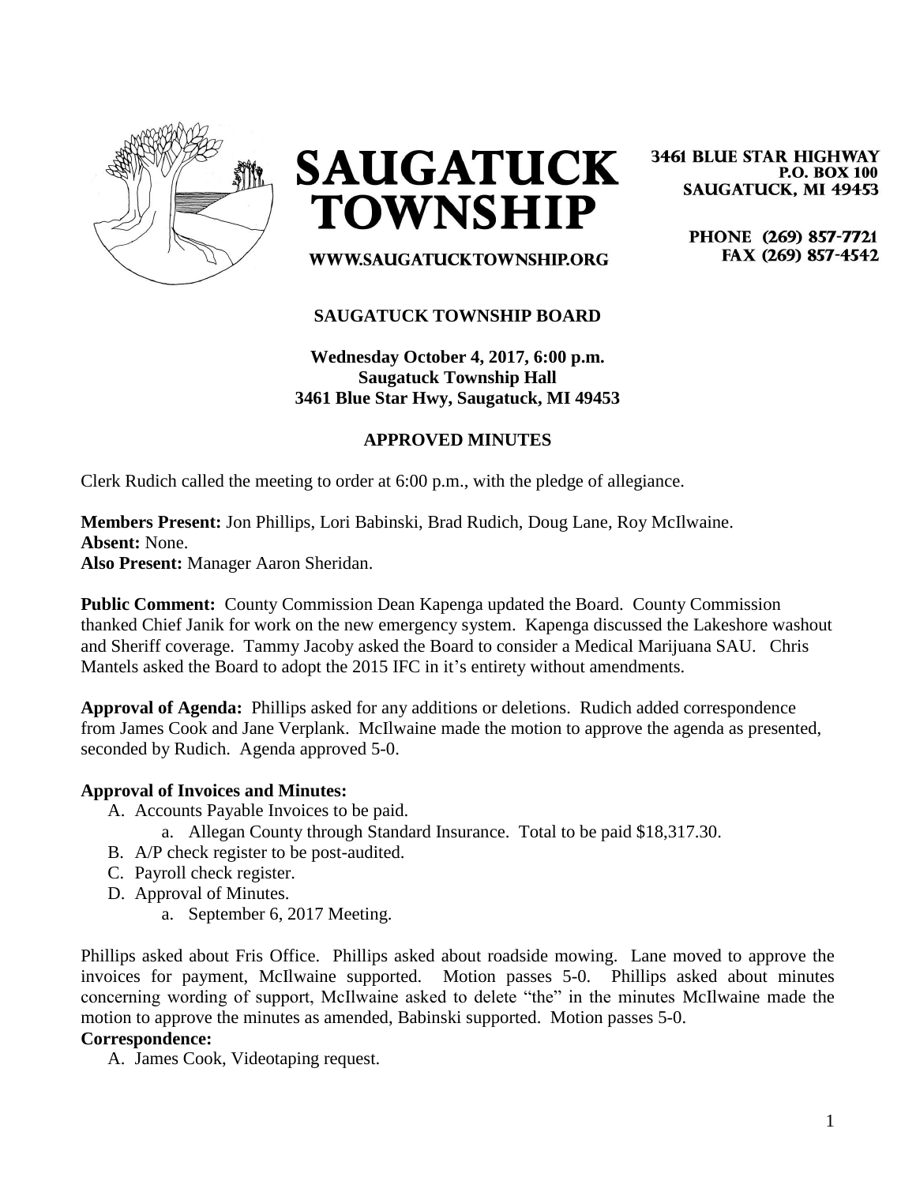# SAUGATUCK TOWNSHIP

3461 BLUE STAR HIGHWAY
P.O. BOX 100
SAUGATUCK, MI 49453

PHONE (269) 857-7721
FAX (269) 857-4542

WWW.SAUGATUCKTOWNSHIP.ORG

**SAUGATUCK TOWNSHIP BOARD**

**Wednesday October 4, 2017, 6:00 p.m.**
**Saugatuck Township Hall**
**3461 Blue Star Hwy, Saugatuck, MI 49453**

**APPROVED MINUTES**

Clerk Rudich called the meeting to order at 6:00 p.m., with the pledge of allegiance.

**Members Present:** Jon Phillips, Lori Babinski, Brad Rudich, Doug Lane, Roy McIlwaine.
**Absent:** None.
**Also Present:** Manager Aaron Sheridan.

**Public Comment:** County Commission Dean Kapenga updated the Board. County Commission thanked Chief Janik for work on the new emergency system. Kapenga discussed the Lakeshore washout and Sheriff coverage. Tammy Jacoby asked the Board to consider a Medical Marijuana SAU. Chris Mantels asked the Board to adopt the 2015 IFC in it's entirety without amendments.

**Approval of Agenda:** Phillips asked for any additions or deletions. Rudich added correspondence from James Cook and Jane Verplank. McIlwaine made the motion to approve the agenda as presented, seconded by Rudich. Agenda approved 5-0.

**Approval of Invoices and Minutes:**

A. Accounts Payable Invoices to be paid.
   a. Allegan County through Standard Insurance. Total to be paid $18,317.30.
B. A/P check register to be post-audited.
C. Payroll check register.
D. Approval of Minutes.
   a. September 6, 2017 Meeting.

Phillips asked about Fris Office. Phillips asked about roadside mowing. Lane moved to approve the invoices for payment, McIlwaine supported. Motion passes 5-0. Phillips asked about minutes concerning wording of support, McIlwaine asked to delete "the" in the minutes McIlwaine made the motion to approve the minutes as amended, Babinski supported. Motion passes 5-0.

**Correspondence:**

A. James Cook, Videotaping request.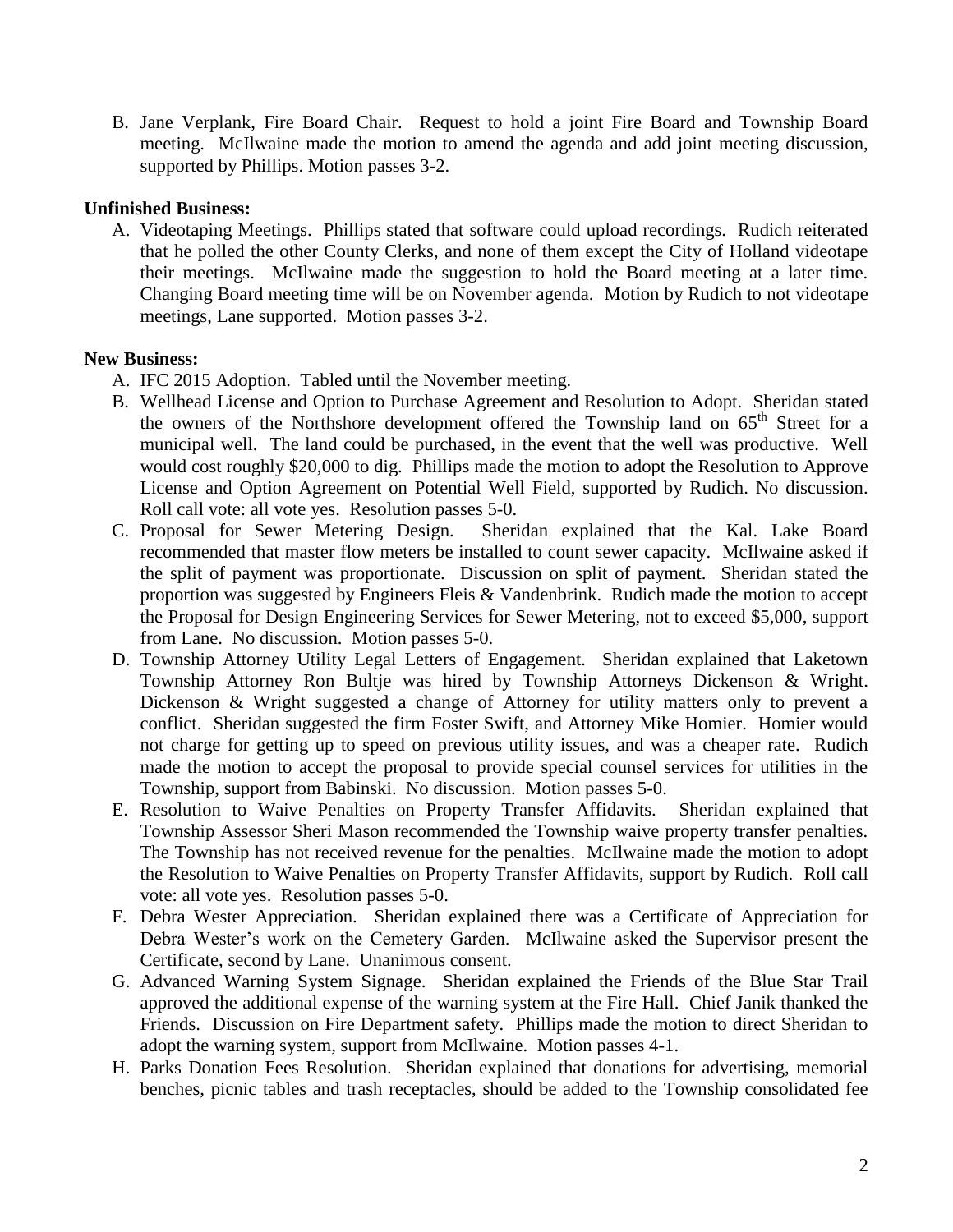B. Jane Verplank, Fire Board Chair. Request to hold a joint Fire Board and Township Board meeting. McIlwaine made the motion to amend the agenda and add joint meeting discussion, supported by Phillips. Motion passes 3-2.

**Unfinished Business:**

A. Videotaping Meetings. Phillips stated that software could upload recordings. Rudich reiterated that he polled the other County Clerks, and none of them except the City of Holland videotape their meetings. McIlwaine made the suggestion to hold the Board meeting at a later time. Changing Board meeting time will be on November agenda. Motion by Rudich to not videotape meetings, Lane supported. Motion passes 3-2.

**New Business:**

A. IFC 2015 Adoption. Tabled until the November meeting.
B. Wellhead License and Option to Purchase Agreement and Resolution to Adopt. Sheridan stated the owners of the Northshore development offered the Township land on 65th Street for a municipal well. The land could be purchased, in the event that the well was productive. Well would cost roughly $20,000 to dig. Phillips made the motion to adopt the Resolution to Approve License and Option Agreement on Potential Well Field, supported by Rudich. No discussion. Roll call vote: all vote yes. Resolution passes 5-0.
C. Proposal for Sewer Metering Design. Sheridan explained that the Kal. Lake Board recommended that master flow meters be installed to count sewer capacity. McIlwaine asked if the split of payment was proportionate. Discussion on split of payment. Sheridan stated the proportion was suggested by Engineers Fleis & Vandenbrink. Rudich made the motion to accept the Proposal for Design Engineering Services for Sewer Metering, not to exceed $5,000, support from Lane. No discussion. Motion passes 5-0.
D. Township Attorney Utility Legal Letters of Engagement. Sheridan explained that Laketown Township Attorney Ron Bultje was hired by Township Attorneys Dickenson & Wright. Dickenson & Wright suggested a change of Attorney for utility matters only to prevent a conflict. Sheridan suggested the firm Foster Swift, and Attorney Mike Homier. Homier would not charge for getting up to speed on previous utility issues, and was a cheaper rate. Rudich made the motion to accept the proposal to provide special counsel services for utilities in the Township, support from Babinski. No discussion. Motion passes 5-0.
E. Resolution to Waive Penalties on Property Transfer Affidavits. Sheridan explained that Township Assessor Sheri Mason recommended the Township waive property transfer penalties. The Township has not received revenue for the penalties. McIlwaine made the motion to adopt the Resolution to Waive Penalties on Property Transfer Affidavits, support by Rudich. Roll call vote: all vote yes. Resolution passes 5-0.
F. Debra Wester Appreciation. Sheridan explained there was a Certificate of Appreciation for Debra Wester's work on the Cemetery Garden. McIlwaine asked the Supervisor present the Certificate, second by Lane. Unanimous consent.
G. Advanced Warning System Signage. Sheridan explained the Friends of the Blue Star Trail approved the additional expense of the warning system at the Fire Hall. Chief Janik thanked the Friends. Discussion on Fire Department safety. Phillips made the motion to direct Sheridan to adopt the warning system, support from McIlwaine. Motion passes 4-1.
H. Parks Donation Fees Resolution. Sheridan explained that donations for advertising, memorial benches, picnic tables and trash receptacles, should be added to the Township consolidated fee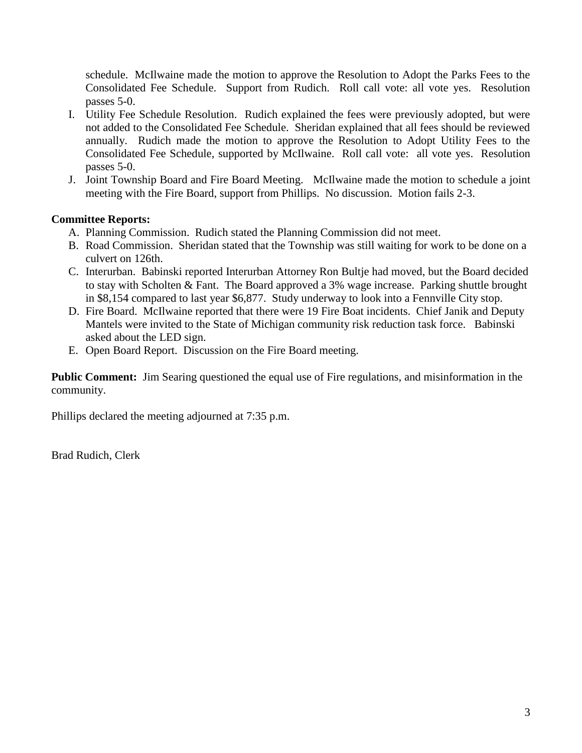schedule. McIlwaine made the motion to approve the Resolution to Adopt the Parks Fees to the Consolidated Fee Schedule. Support from Rudich. Roll call vote: all vote yes. Resolution passes 5-0.

I. Utility Fee Schedule Resolution. Rudich explained the fees were previously adopted, but were not added to the Consolidated Fee Schedule. Sheridan explained that all fees should be reviewed annually. Rudich made the motion to approve the Resolution to Adopt Utility Fees to the Consolidated Fee Schedule, supported by McIlwaine. Roll call vote: all vote yes. Resolution passes 5-0.

J. Joint Township Board and Fire Board Meeting. McIlwaine made the motion to schedule a joint meeting with the Fire Board, support from Phillips. No discussion. Motion fails 2-3.

**Committee Reports:**

A. Planning Commission. Rudich stated the Planning Commission did not meet.
B. Road Commission. Sheridan stated that the Township was still waiting for work to be done on a culvert on 126th.
C. Interurban. Babinski reported Interurban Attorney Ron Bultje had moved, but the Board decided to stay with Scholten & Fant. The Board approved a 3% wage increase. Parking shuttle brought in $8,154 compared to last year $6,877. Study underway to look into a Fennville City stop.
D. Fire Board. McIlwaine reported that there were 19 Fire Boat incidents. Chief Janik and Deputy Mantels were invited to the State of Michigan community risk reduction task force. Babinski asked about the LED sign.
E. Open Board Report. Discussion on the Fire Board meeting.

**Public Comment:** Jim Searing questioned the equal use of Fire regulations, and misinformation in the community.

Phillips declared the meeting adjourned at 7:35 p.m.

Brad Rudich, Clerk